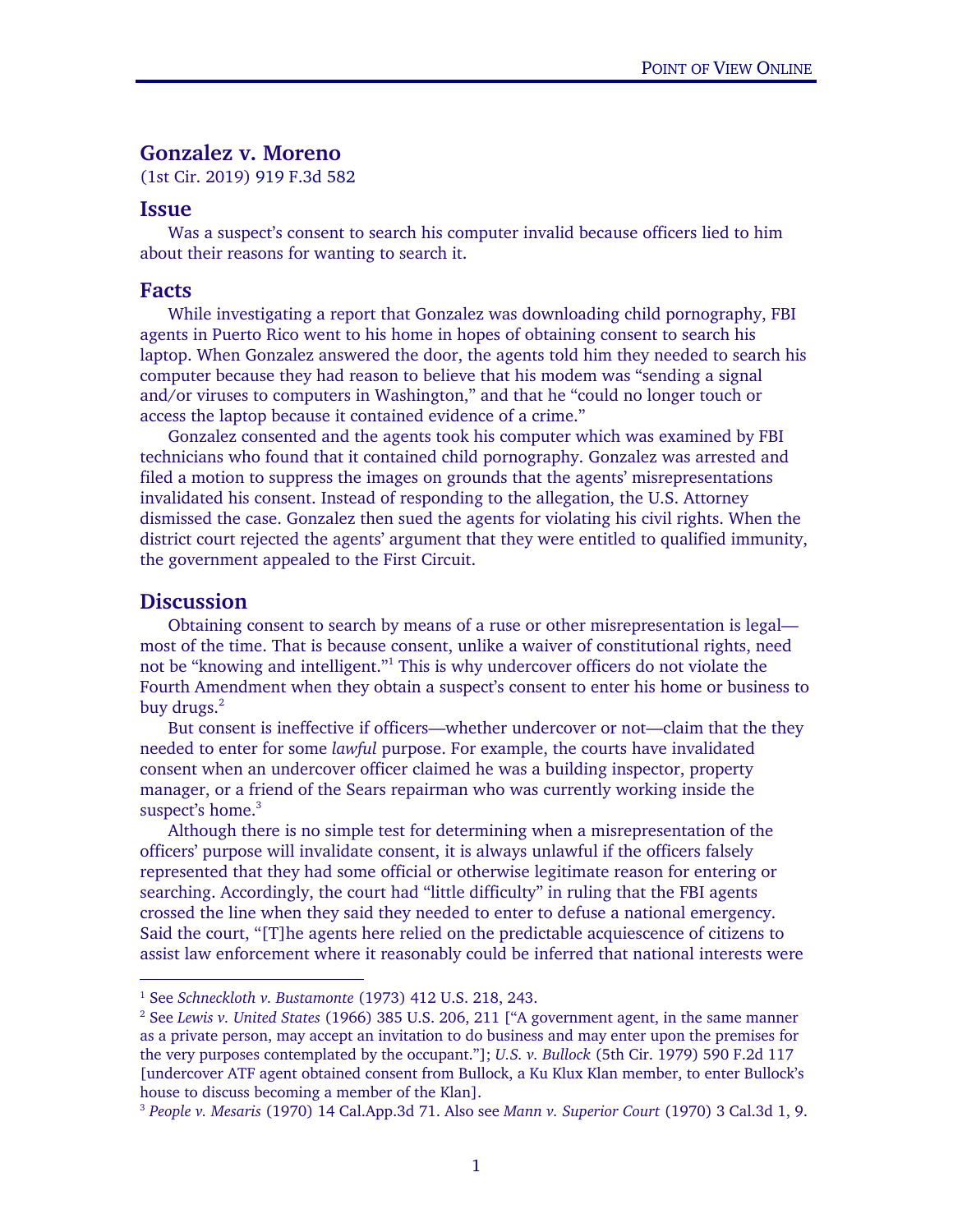## Gonzalez v. Moreno

(1st Cir. 2019) 919 F.3d 582

### Issue

Was a suspect's consent to search his computer invalid because officers lied to him about their reasons for wanting to search it.

### Facts

While investigating a report that Gonzalez was downloading child pornography, FBI agents in Puerto Rico went to his home in hopes of obtaining consent to search his laptop. When Gonzalez answered the door, the agents told him they needed to search his computer because they had reason to believe that his modem was "sending a signal and/or viruses to computers in Washington," and that he "could no longer touch or access the laptop because it contained evidence of a crime."

Gonzalez consented and the agents took his computer which was examined by FBI technicians who found that it contained child pornography. Gonzalez was arrested and filed a motion to suppress the images on grounds that the agents' misrepresentations invalidated his consent. Instead of responding to the allegation, the U.S. Attorney dismissed the case. Gonzalez then sued the agents for violating his civil rights. When the district court rejected the agents' argument that they were entitled to qualified immunity, the government appealed to the First Circuit.

### Discussion

Obtaining consent to search by means of a ruse or other misrepresentation is legal—most of the time. That is because consent, unlike a waiver of constitutional rights, need not be "knowing and intelligent."[1] This is why undercover officers do not violate the Fourth Amendment when they obtain a suspect's consent to enter his home or business to buy drugs.[2]

But consent is ineffective if officers—whether undercover or not—claim that the they needed to enter for some *lawful* purpose. For example, the courts have invalidated consent when an undercover officer claimed he was a building inspector, property manager, or a friend of the Sears repairman who was currently working inside the suspect's home.[3]

Although there is no simple test for determining when a misrepresentation of the officers' purpose will invalidate consent, it is always unlawful if the officers falsely represented that they had some official or otherwise legitimate reason for entering or searching. Accordingly, the court had "little difficulty" in ruling that the FBI agents crossed the line when they said they needed to enter to defuse a national emergency. Said the court, "[T]he agents here relied on the predictable acquiescence of citizens to assist law enforcement where it reasonably could be inferred that national interests were

---

[1] See *Schneckloth v. Bustamonte* (1973) 412 U.S. 218, 243.

[2] See *Lewis v. United States* (1966) 385 U.S. 206, 211 ["A government agent, in the same manner as a private person, may accept an invitation to do business and may enter upon the premises for the very purposes contemplated by the occupant."]; *U.S. v. Bullock* (5th Cir. 1979) 590 F.2d 117 [undercover ATF agent obtained consent from Bullock, a Ku Klux Klan member, to enter Bullock's house to discuss becoming a member of the Klan].

[3] *People v. Mesaris* (1970) 14 Cal.App.3d 71. Also see *Mann v. Superior Court* (1970) 3 Cal.3d 1, 9.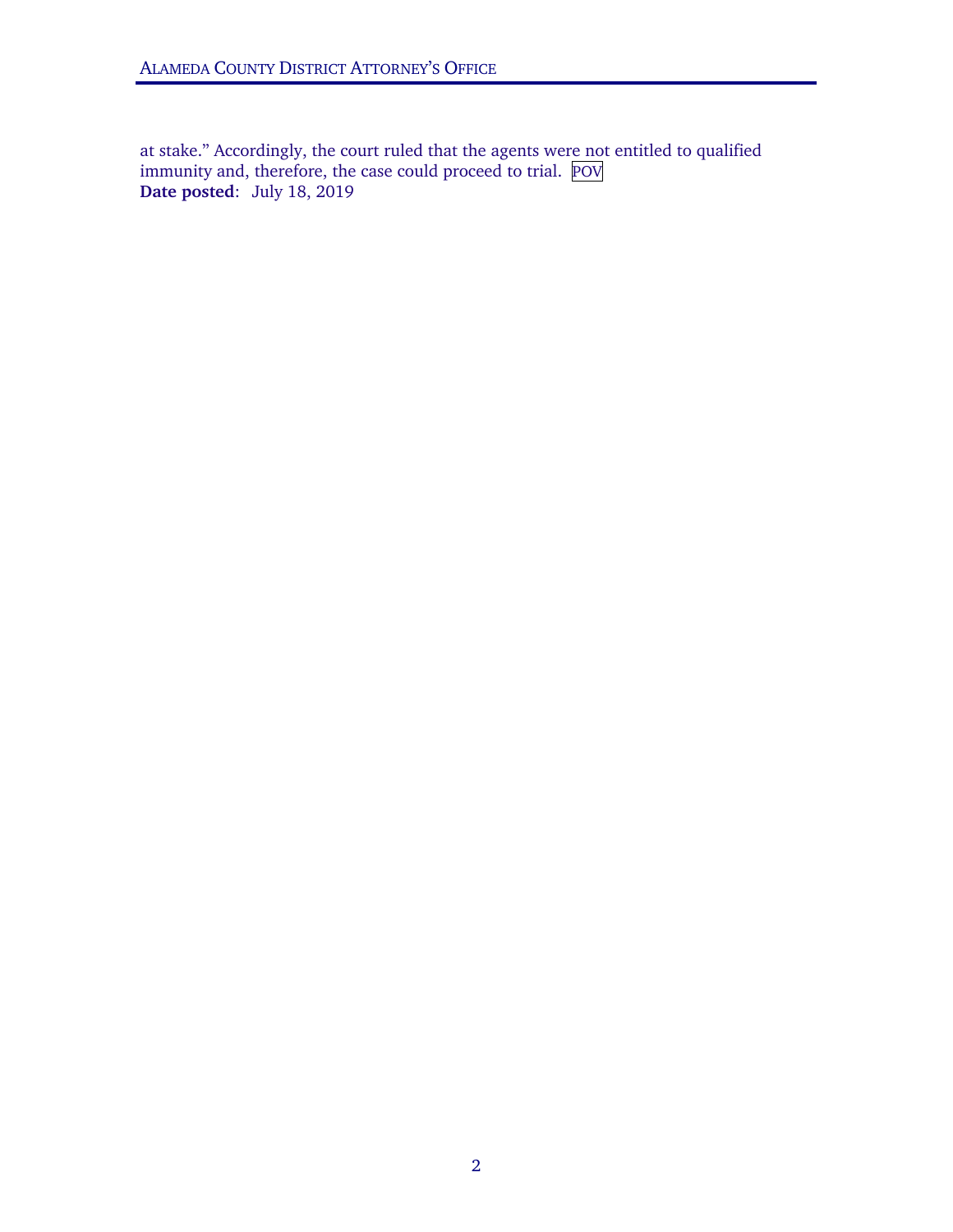at stake." Accordingly, the court ruled that the agents were not entitled to qualified immunity and, therefore, the case could proceed to trial. POV

**Date posted**: July 18, 2019